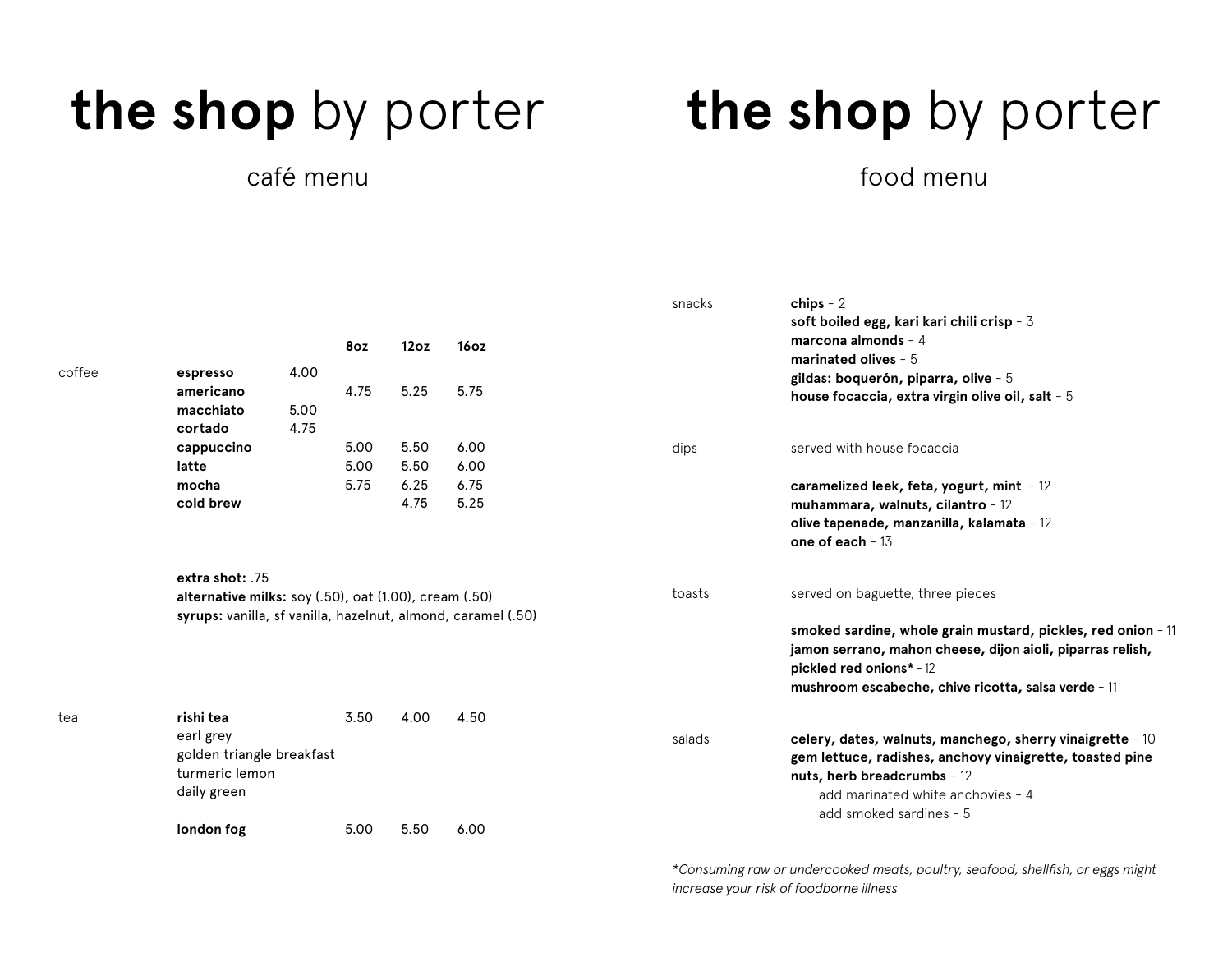# **the shop** by porter

## café menu

| | | | 8oz | 12oz | 16oz |
|---|---|---|---|---|---|
| coffee | **espresso** | 4.00 | | | |
| | **americano** | | 4.75 | 5.25 | 5.75 |
| | **macchiato** | 5.00 | | | |
| | **cortado** | 4.75 | | | |
| | **cappuccino** | | 5.00 | 5.50 | 6.00 |
| | **latte** | | 5.00 | 5.50 | 6.00 |
| | **mocha** | | 5.75 | 6.25 | 6.75 |
| | **cold brew** | | | 4.75 | 5.25 |

**extra shot:** .75
**alternative milks:** soy (.50), oat (1.00), cream (.50)
**syrups:** vanilla, sf vanilla, hazelnut, almond, caramel (.50)

| | | 8oz | 12oz | 16oz |
|---|---|---|---|---|
| tea | **rishi tea** | 3.50 | 4.00 | 4.50 |
| | earl grey | | | |
| | golden triangle breakfast | | | |
| | turmeric lemon | | | |
| | daily green | | | |
| | **london fog** | 5.00 | 5.50 | 6.00 |

# **the shop** by porter

## food menu

### snacks

**chips** - 2
**soft boiled egg, kari kari chili crisp** - 3
**marcona almonds** - 4
**marinated olives** - 5
**gildas: boquerón, piparra, olive** - 5
**house focaccia, extra virgin olive oil, salt** - 5

### dips

served with house focaccia

**caramelized leek, feta, yogurt, mint** - 12
**muhammara, walnuts, cilantro** - 12
**olive tapenade, manzanilla, kalamata** - 12
**one of each** - 13

### toasts

served on baguette, three pieces

**smoked sardine, whole grain mustard, pickles, red onion** - 11
**jamon serrano, mahon cheese, dijon aioli, piparras relish, pickled red onions*** - 12
**mushroom escabeche, chive ricotta, salsa verde** - 11

### salads

**celery, dates, walnuts, manchego, sherry vinaigrette** - 10
**gem lettuce, radishes, anchovy vinaigrette, toasted pine nuts, herb breadcrumbs** - 12
- add marinated white anchovies - 4
- add smoked sardines - 5

*\*Consuming raw or undercooked meats, poultry, seafood, shellfish, or eggs might increase your risk of foodborne illness*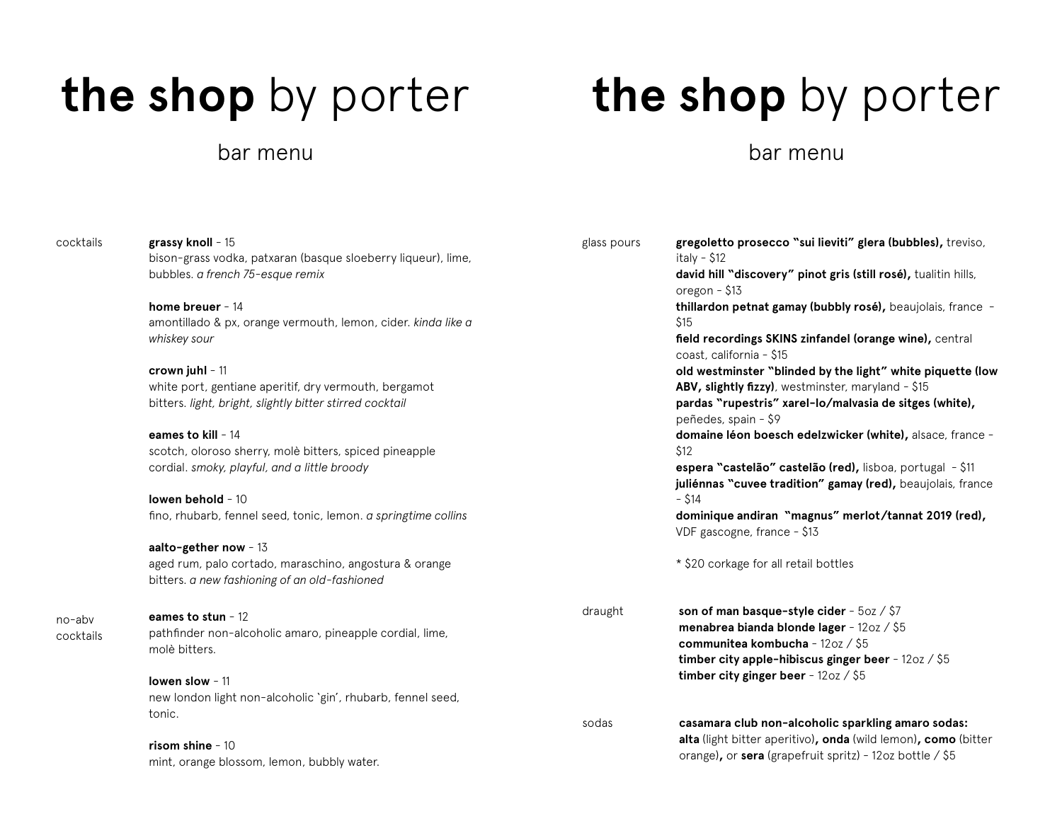# **the shop** by porter

## bar menu

### cocktails

**grassy knoll** - 15
bison-grass vodka, patxaran (basque sloeberry liqueur), lime, bubbles. *a french 75-esque remix*

**home breuer** - 14
amontillado & px, orange vermouth, lemon, cider. *kinda like a whiskey sour*

**crown juhl** - 11
white port, gentiane aperitif, dry vermouth, bergamot bitters. *light, bright, slightly bitter stirred cocktail*

**eames to kill** - 14
scotch, oloroso sherry, molè bitters, spiced pineapple cordial. *smoky, playful, and a little broody*

**lowen behold** - 10
fino, rhubarb, fennel seed, tonic, lemon. *a springtime collins*

**aalto-gether now** - 13
aged rum, palo cortado, maraschino, angostura & orange bitters. *a new fashioning of an old-fashioned*

### no-abv cocktails

**eames to stun** - 12
pathfinder non-alcoholic amaro, pineapple cordial, lime, molè bitters.

**lowen slow** - 11
new london light non-alcoholic 'gin', rhubarb, fennel seed, tonic.

**risom shine** - 10
mint, orange blossom, lemon, bubbly water.

# **the shop** by porter

## bar menu

### glass pours

**gregoletto prosecco "sui lieviti" glera (bubbles),** treviso, italy - $12
**david hill "discovery" pinot gris (still rosé),** tualitin hills, oregon - $13
**thillardon petnat gamay (bubbly rosé),** beaujolais, france - $15
**field recordings SKINS zinfandel (orange wine),** central coast, california - $15
**old westminster "blinded by the light" white piquette (low ABV, slightly fizzy)**, westminster, maryland - $15
**pardas "rupestris" xarel-lo/malvasia de sitges (white),** peñedes, spain - $9
**domaine léon boesch edelzwicker (white),** alsace, france - $12
**espera "castelão" castelão (red),** lisboa, portugal - $11
**juliénnas "cuvee tradition" gamay (red),** beaujolais, france - $14
**dominique andiran "magnus" merlot/tannat 2019 (red),** VDF gascogne, france - $13

* $20 corkage for all retail bottles

### draught

**son of man basque-style cider** - 5oz / $7
**menabrea bianda blonde lager** - 12oz / $5
**communitea kombucha** - 12oz / $5
**timber city apple-hibiscus ginger beer** - 12oz / $5
**timber city ginger beer** - 12oz / $5

### sodas

**casamara club non-alcoholic sparkling amaro sodas:**
**alta** (light bitter aperitivo)**, onda** (wild lemon)**, como** (bitter orange)**,** or **sera** (grapefruit spritz) - 12oz bottle / $5